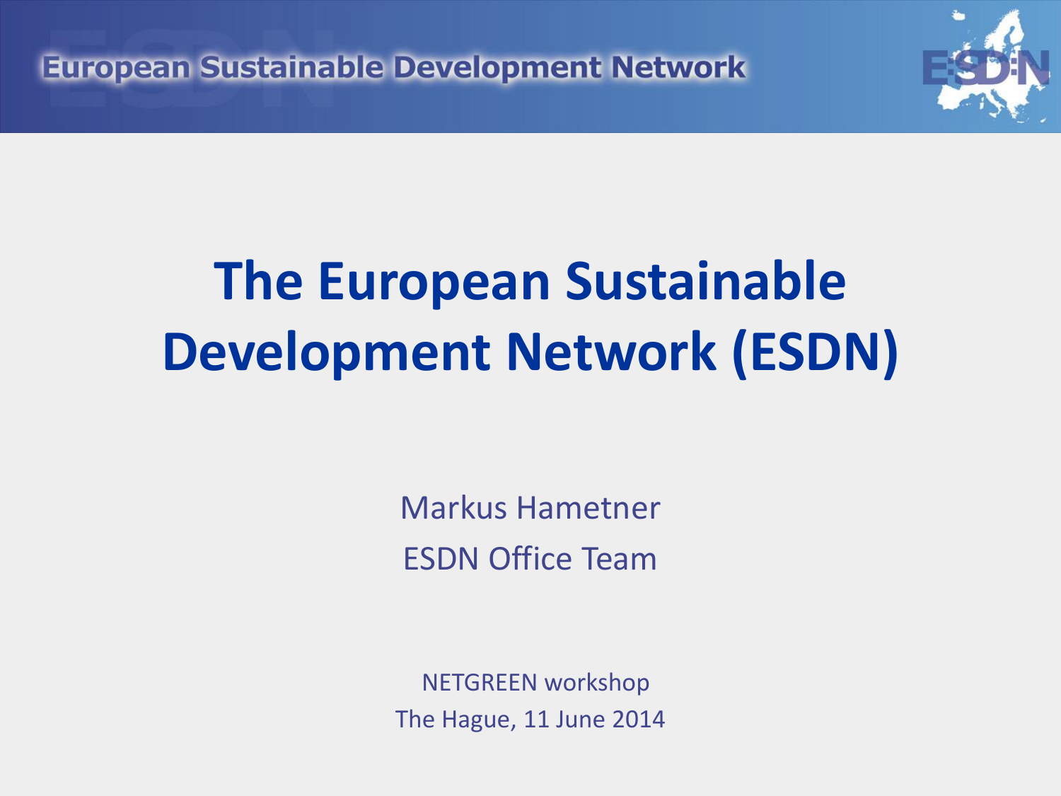European Sustainable Development Network

# The European Sustainable Development Network (ESDN)

Markus Hametner

ESDN Office Team

NETGREEN workshop

The Hague, 11 June 2014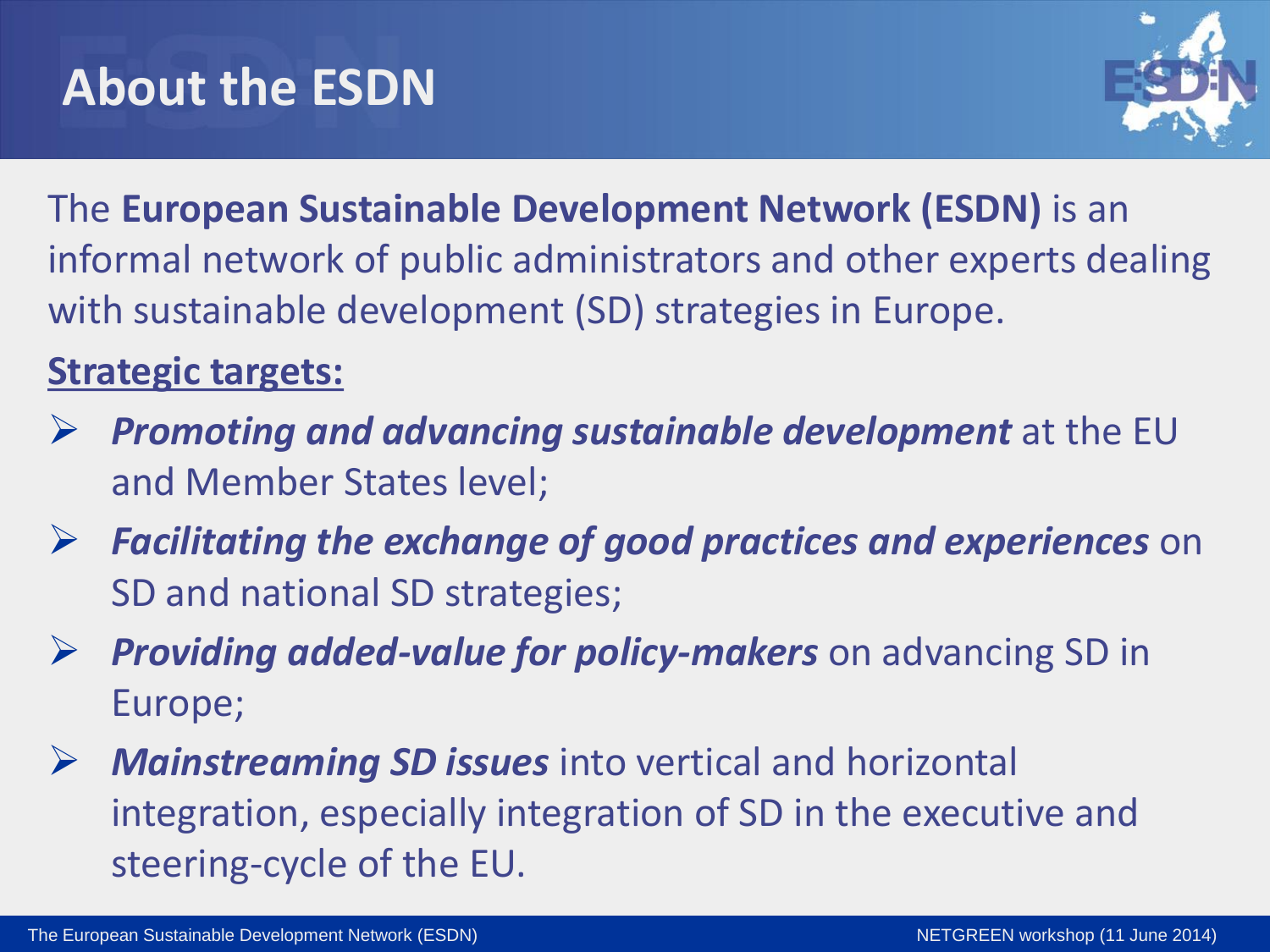# About the ESDN

The **European Sustainable Development Network (ESDN)** is an informal network of public administrators and other experts dealing with sustainable development (SD) strategies in Europe.

**Strategic targets:**

- ***Promoting and advancing sustainable development*** at the EU and Member States level;
- ***Facilitating the exchange of good practices and experiences*** on SD and national SD strategies;
- ***Providing added-value for policy-makers*** on advancing SD in Europe;
- ***Mainstreaming SD issues*** into vertical and horizontal integration, especially integration of SD in the executive and steering-cycle of the EU.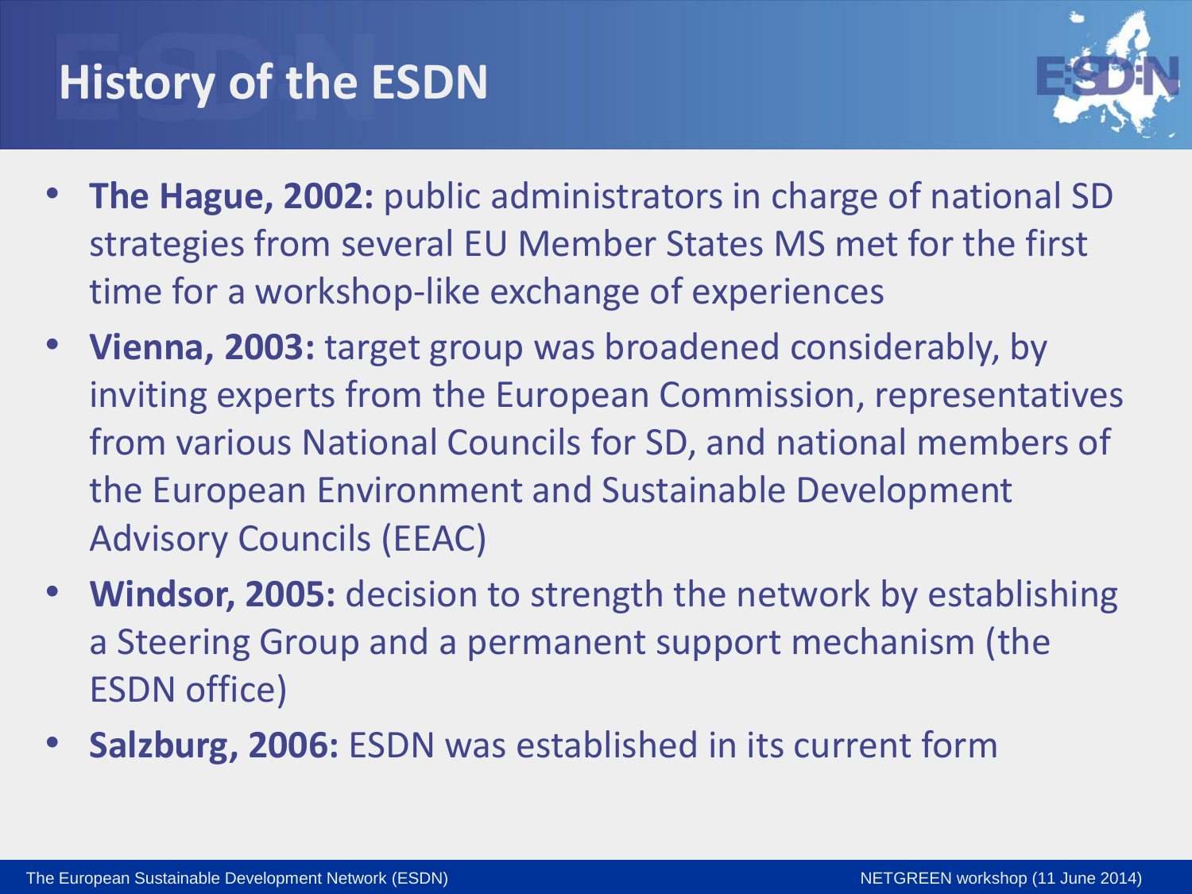# History of the ESDN

- **The Hague, 2002:** public administrators in charge of national SD strategies from several EU Member States MS met for the first time for a workshop-like exchange of experiences
- **Vienna, 2003:** target group was broadened considerably, by inviting experts from the European Commission, representatives from various National Councils for SD, and national members of the European Environment and Sustainable Development Advisory Councils (EEAC)
- **Windsor, 2005:** decision to strength the network by establishing a Steering Group and a permanent support mechanism (the ESDN office)
- **Salzburg, 2006:** ESDN was established in its current form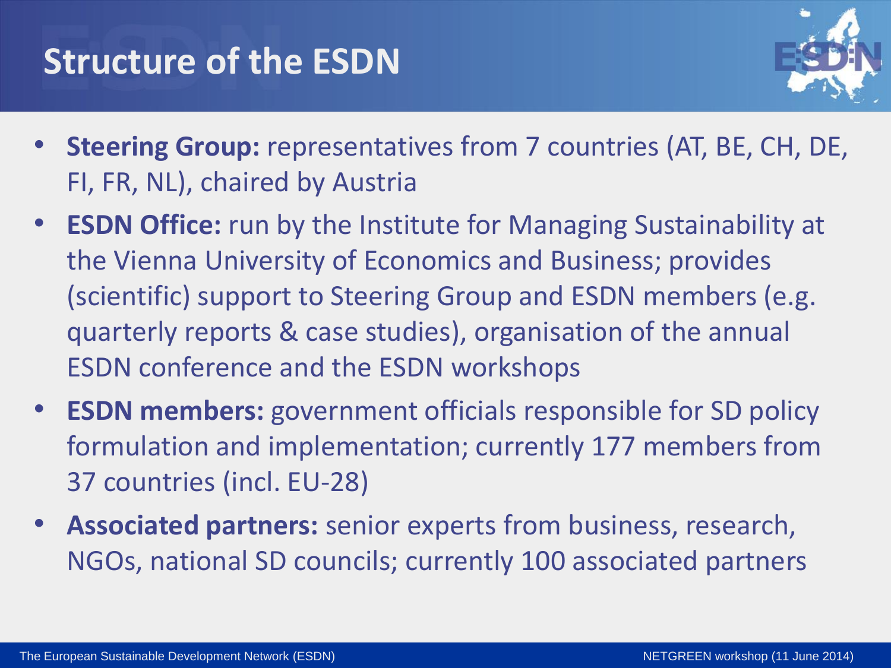# Structure of the ESDN

- **Steering Group:** representatives from 7 countries (AT, BE, CH, DE, FI, FR, NL), chaired by Austria
- **ESDN Office:** run by the Institute for Managing Sustainability at the Vienna University of Economics and Business; provides (scientific) support to Steering Group and ESDN members (e.g. quarterly reports & case studies), organisation of the annual ESDN conference and the ESDN workshops
- **ESDN members:** government officials responsible for SD policy formulation and implementation; currently 177 members from 37 countries (incl. EU-28)
- **Associated partners:** senior experts from business, research, NGOs, national SD councils; currently 100 associated partners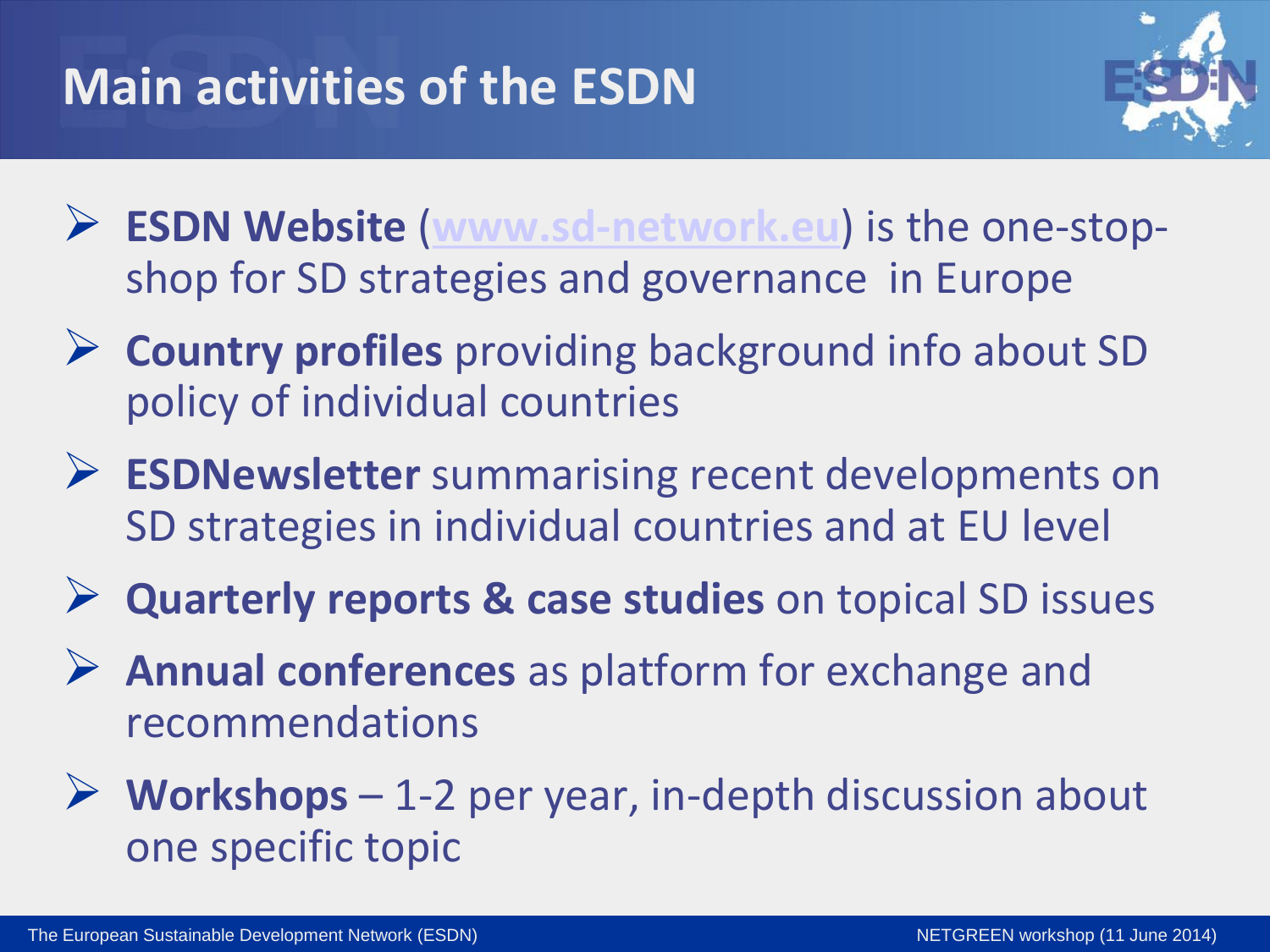# Main activities of the ESDN

- **ESDN Website** (www.sd-network.eu) is the one-stop-shop for SD strategies and governance in Europe
- **Country profiles** providing background info about SD policy of individual countries
- **ESDNewsletter** summarising recent developments on SD strategies in individual countries and at EU level
- **Quarterly reports & case studies** on topical SD issues
- **Annual conferences** as platform for exchange and recommendations
- **Workshops** – 1-2 per year, in-depth discussion about one specific topic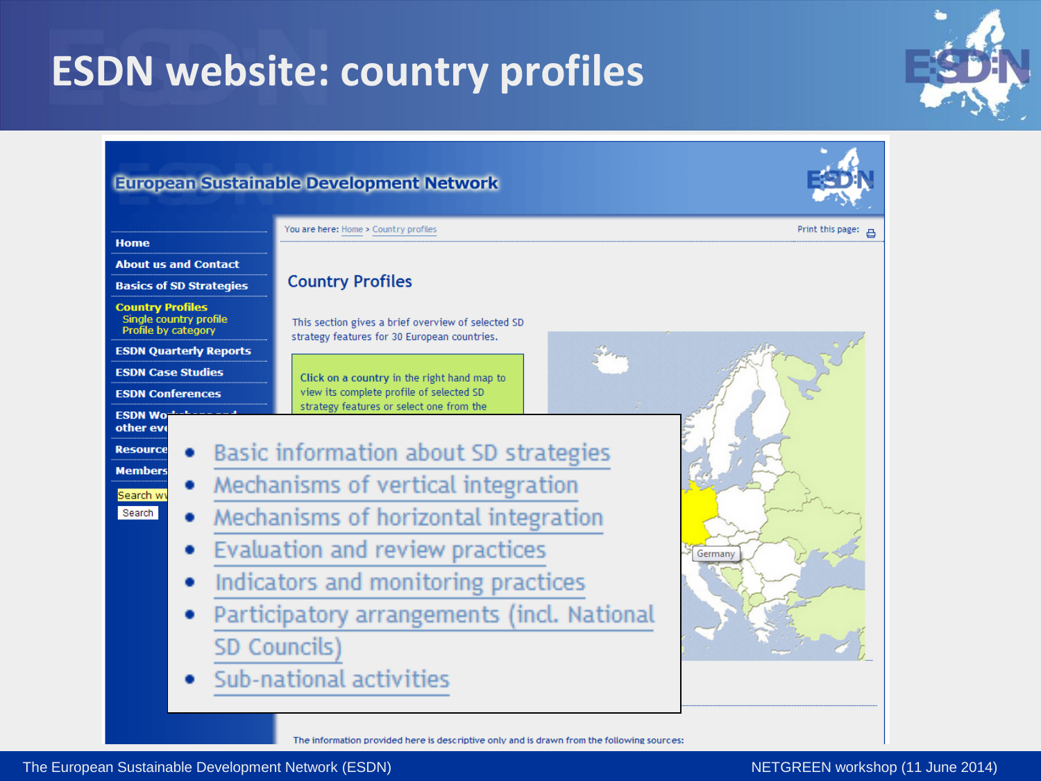# ESDN website: country profiles

## European Sustainable Development Network

- Home
- About us and Contact
- Basics of SD Strategies
- Country Profiles
  - Single country profile
  - Profile by category
- ESDN Quarterly Reports
- ESDN Case Studies
- ESDN Conferences
- ESDN Wo... other eve...
- Resource...
- Members...

Search w...

Search

You are here: Home > Country profiles

Print this page:

### Country Profiles

This section gives a brief overview of selected SD strategy features for 30 European countries.

**Click on a country** in the right hand map to view its complete profile of selected SD strategy features or select one from the

- Basic information about SD strategies
- Mechanisms of vertical integration
- Mechanisms of horizontal integration
- Evaluation and review practices
- Indicators and monitoring practices
- Participatory arrangements (incl. National SD Councils)
- Sub-national activities

Germany

The information provided here is descriptive only and is drawn from the following sources: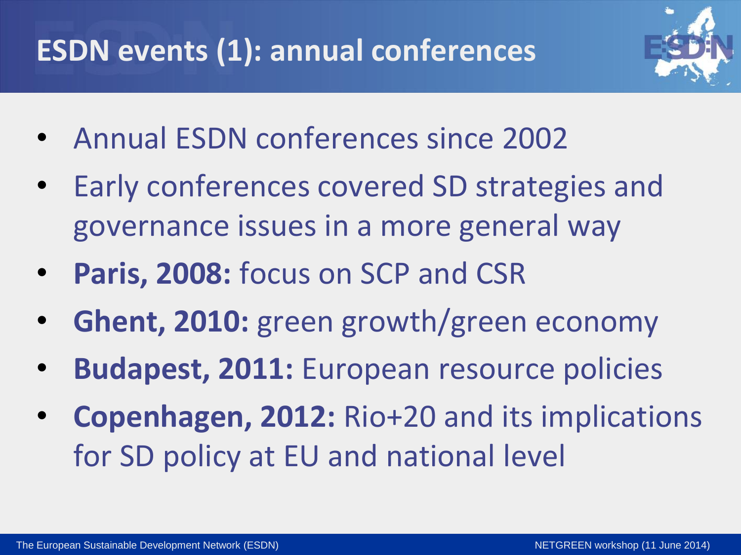# ESDN events (1): annual conferences

- Annual ESDN conferences since 2002
- Early conferences covered SD strategies and governance issues in a more general way
- **Paris, 2008:** focus on SCP and CSR
- **Ghent, 2010:** green growth/green economy
- **Budapest, 2011:** European resource policies
- **Copenhagen, 2012:** Rio+20 and its implications for SD policy at EU and national level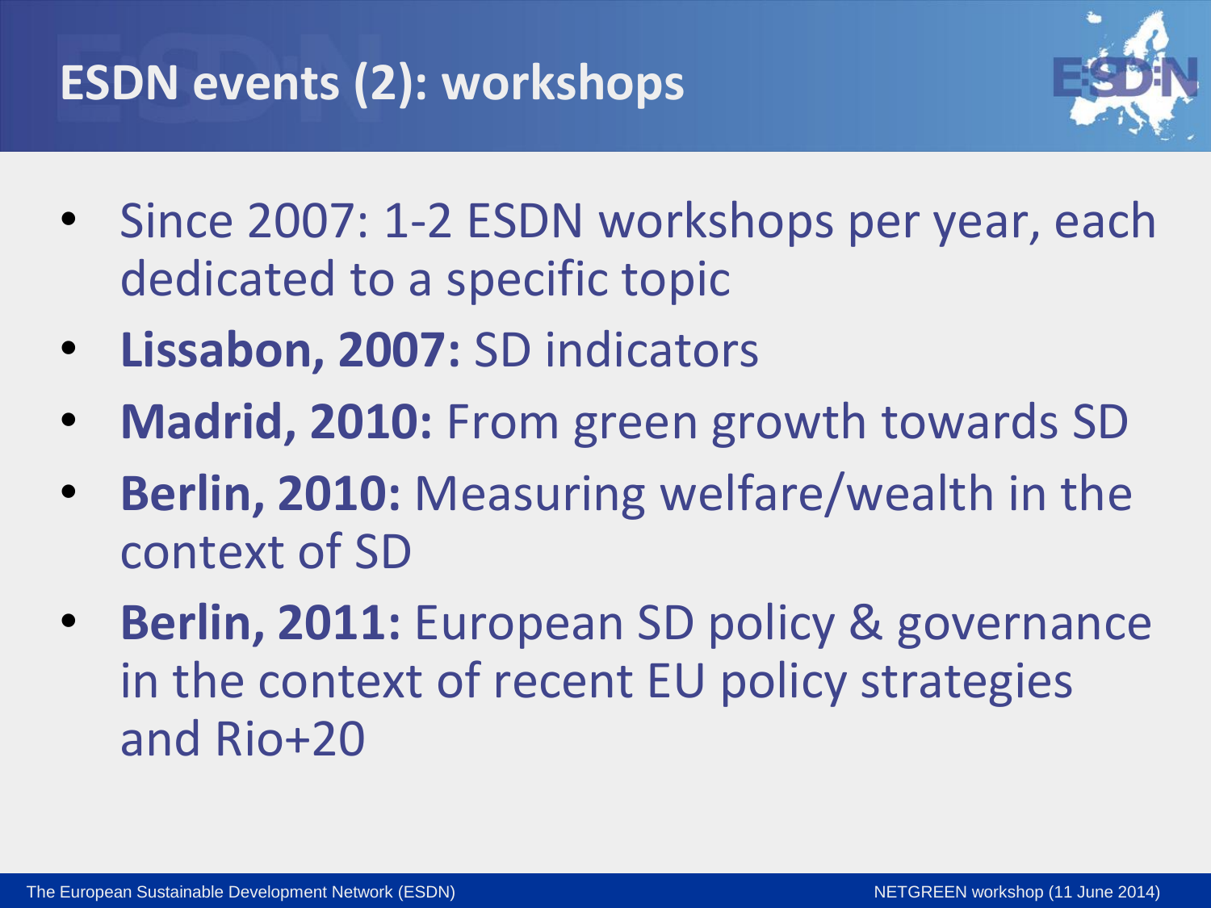# ESDN events (2): workshops

- Since 2007: 1-2 ESDN workshops per year, each dedicated to a specific topic
- **Lissabon, 2007:** SD indicators
- **Madrid, 2010:** From green growth towards SD
- **Berlin, 2010:** Measuring welfare/wealth in the context of SD
- **Berlin, 2011:** European SD policy & governance in the context of recent EU policy strategies and Rio+20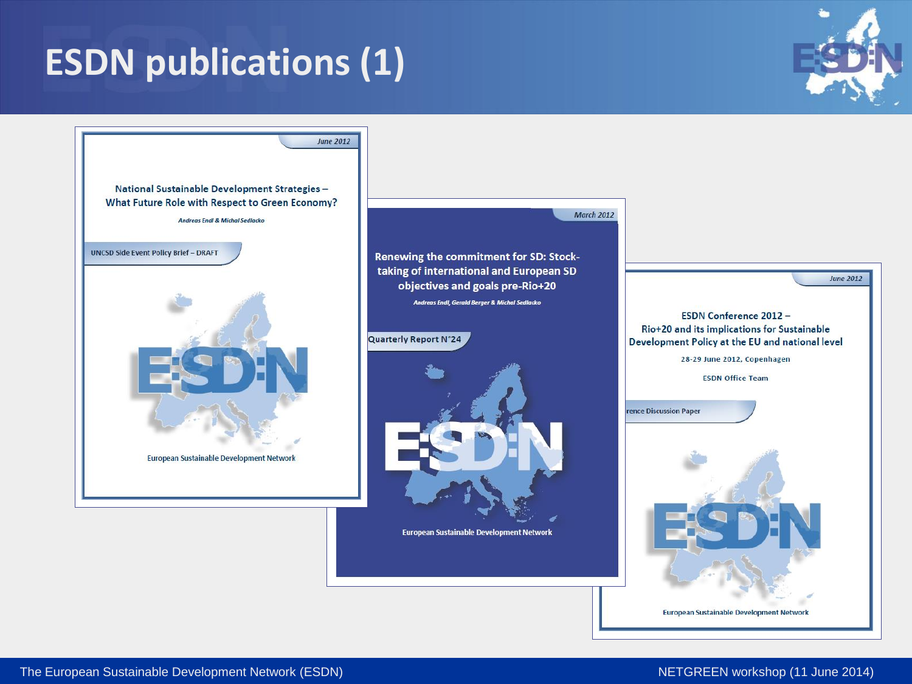# ESDN publications (1)

June 2012

National Sustainable Development Strategies – What Future Role with Respect to Green Economy?

*Andreas Endl & Michal Sedlacko*

UNCSD Side Event Policy Brief – DRAFT

European Sustainable Development Network

March 2012

**Renewing the commitment for SD: Stock-taking of international and European SD objectives and goals pre-Rio+20**

*Andreas Endl, Gerald Berger & Michal Sedlacko*

Quarterly Report N°24

European Sustainable Development Network

June 2012

ESDN Conference 2012 – Rio+20 and its implications for Sustainable Development Policy at the EU and national level

28-29 June 2012, Copenhagen

ESDN Office Team

rence Discussion Paper

European Sustainable Development Network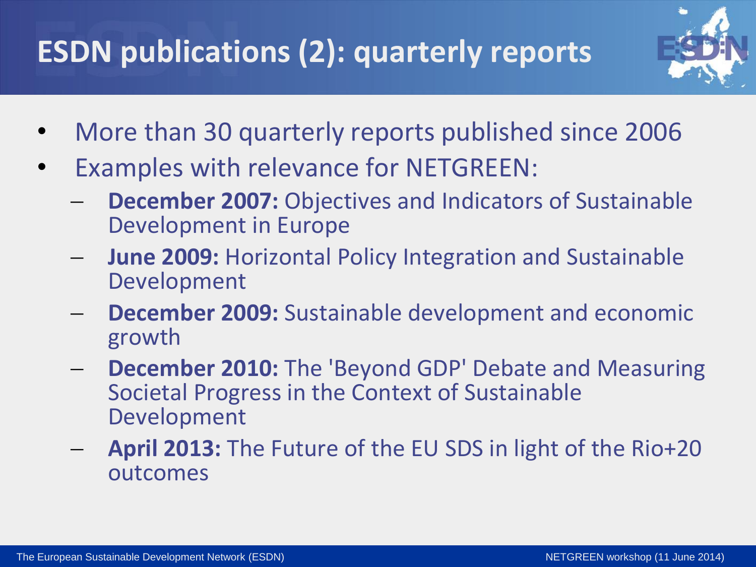# ESDN publications (2): quarterly reports

- More than 30 quarterly reports published since 2006
- Examples with relevance for NETGREEN:
  - **December 2007:** Objectives and Indicators of Sustainable Development in Europe
  - **June 2009:** Horizontal Policy Integration and Sustainable Development
  - **December 2009:** Sustainable development and economic growth
  - **December 2010:** The 'Beyond GDP' Debate and Measuring Societal Progress in the Context of Sustainable Development
  - **April 2013:** The Future of the EU SDS in light of the Rio+20 outcomes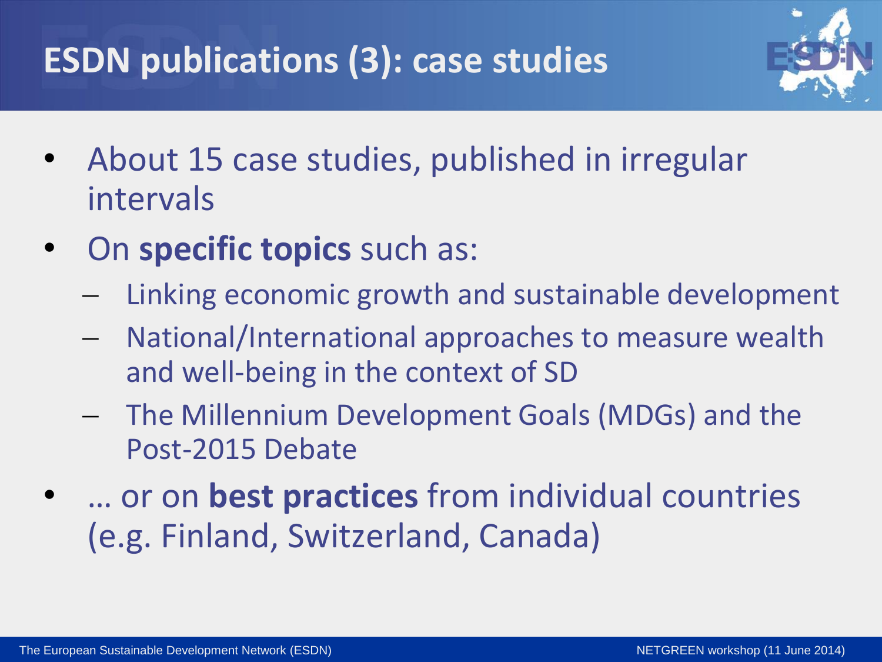# ESDN publications (3): case studies

- About 15 case studies, published in irregular intervals
- On **specific topics** such as:
  - Linking economic growth and sustainable development
  - National/International approaches to measure wealth and well-being in the context of SD
  - The Millennium Development Goals (MDGs) and the Post-2015 Debate
- … or on **best practices** from individual countries (e.g. Finland, Switzerland, Canada)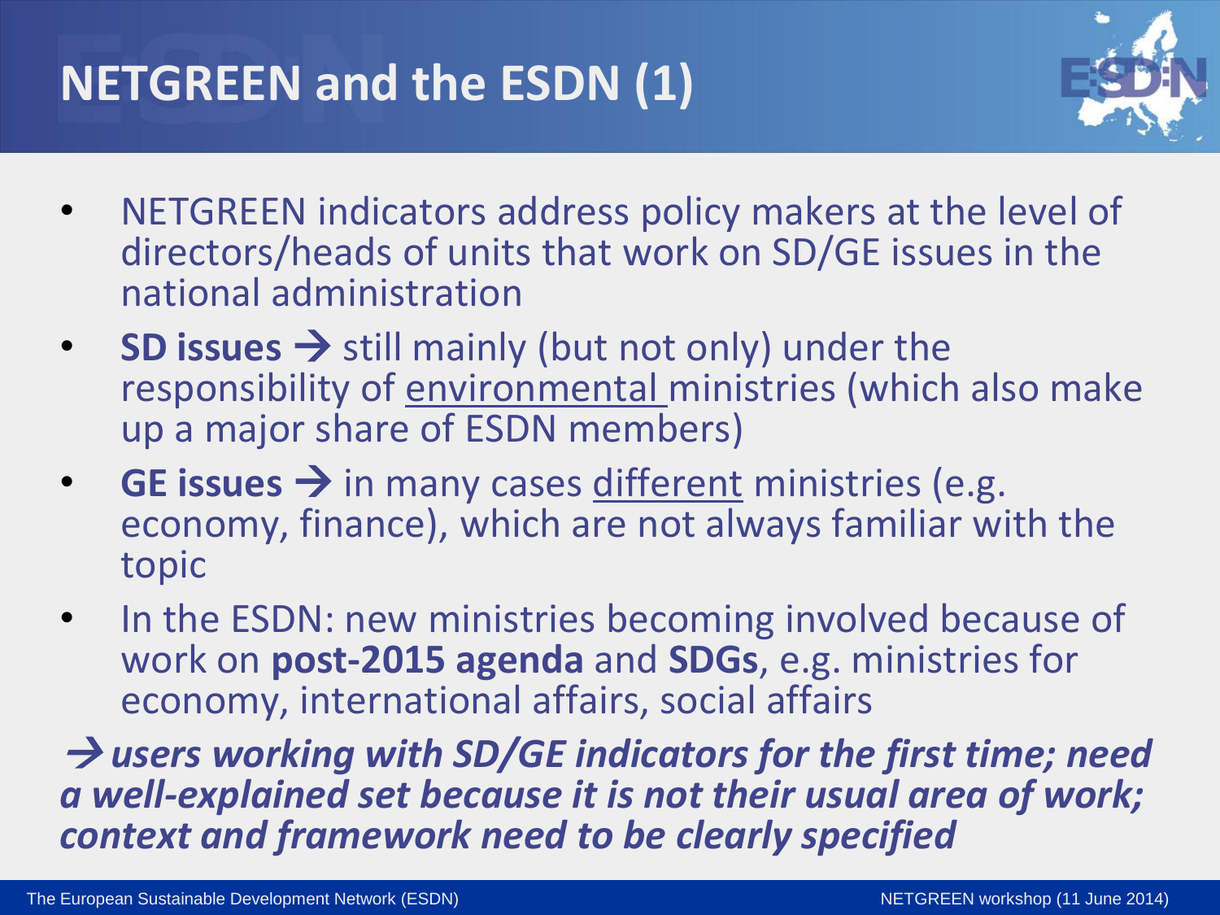# NETGREEN and the ESDN (1)

- NETGREEN indicators address policy makers at the level of directors/heads of units that work on SD/GE issues in the national administration
- **SD issues →** still mainly (but not only) under the responsibility of environmental ministries (which also make up a major share of ESDN members)
- **GE issues →** in many cases different ministries (e.g. economy, finance), which are not always familiar with the topic
- In the ESDN: new ministries becoming involved because of work on **post-2015 agenda** and **SDGs**, e.g. ministries for economy, international affairs, social affairs

***→ users working with SD/GE indicators for the first time; need a well-explained set because it is not their usual area of work; context and framework need to be clearly specified***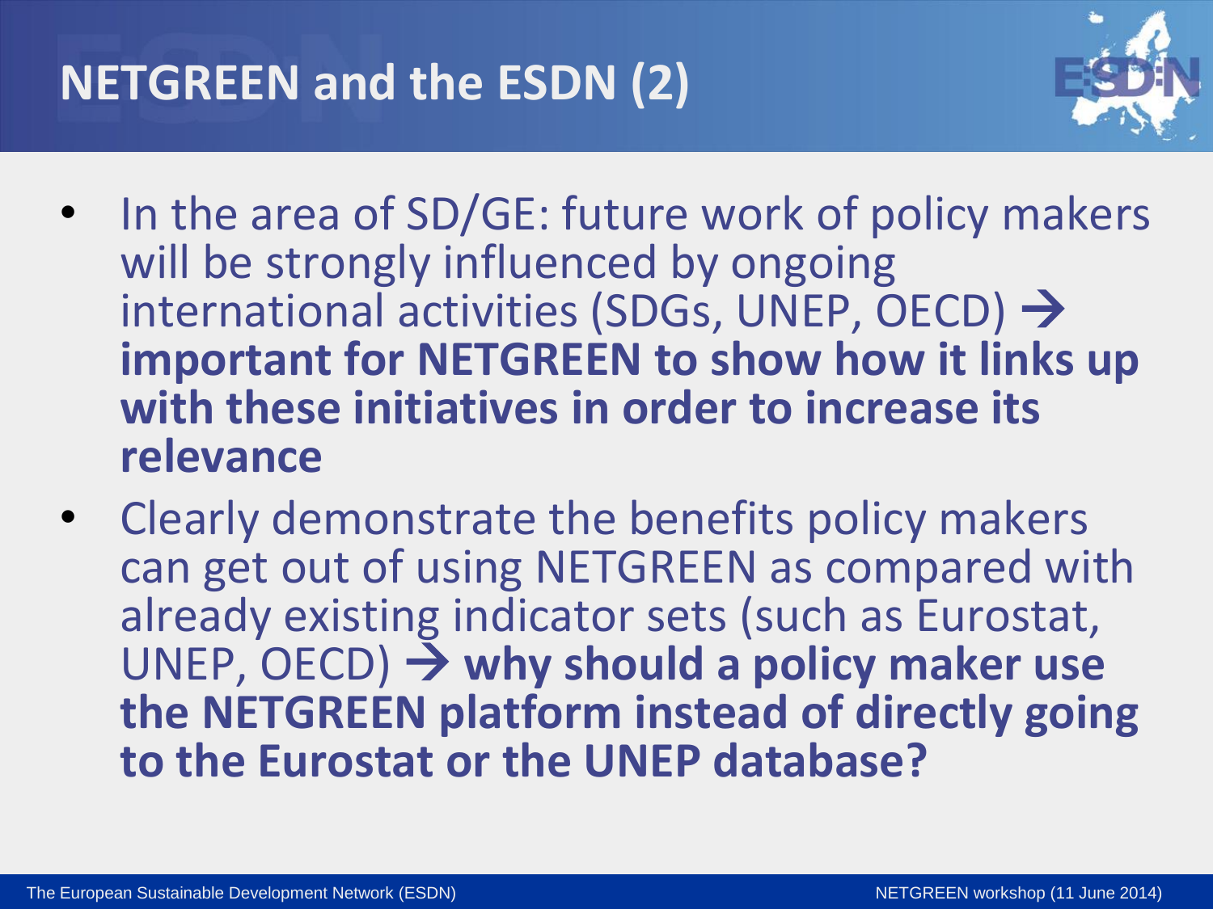# NETGREEN and the ESDN (2)

- In the area of SD/GE: future work of policy makers will be strongly influenced by ongoing international activities (SDGs, UNEP, OECD) → **important for NETGREEN to show how it links up with these initiatives in order to increase its relevance**
- Clearly demonstrate the benefits policy makers can get out of using NETGREEN as compared with already existing indicator sets (such as Eurostat, UNEP, OECD) → **why should a policy maker use the NETGREEN platform instead of directly going to the Eurostat or the UNEP database?**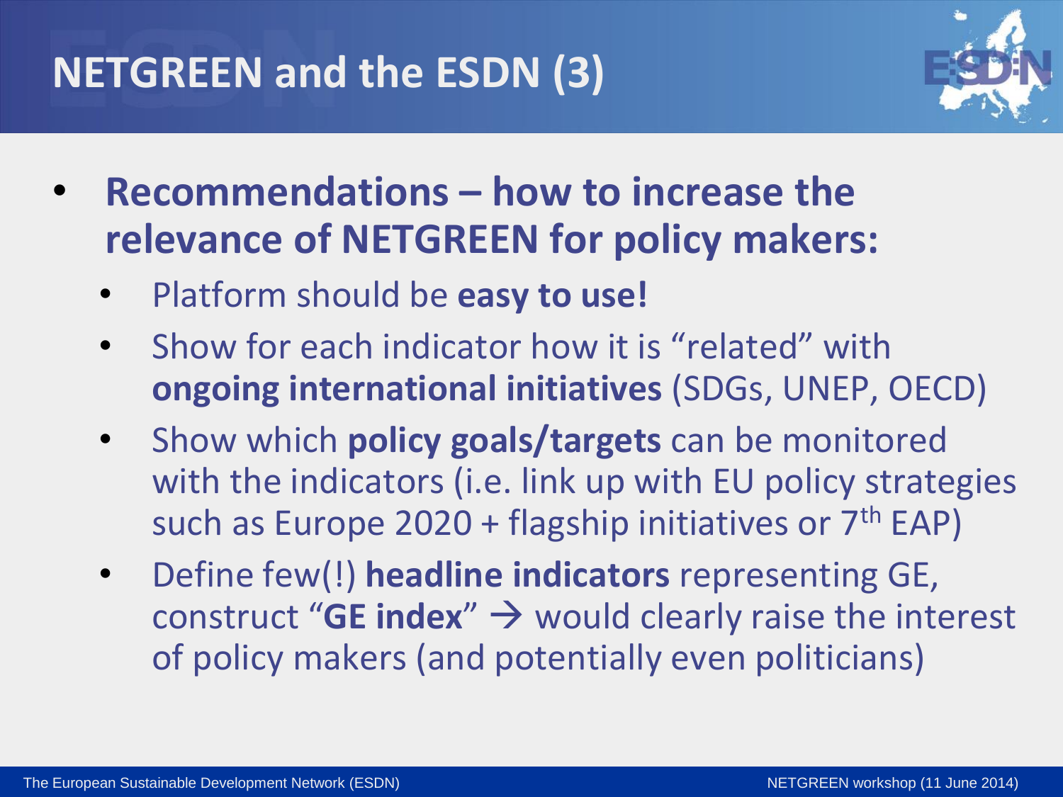# NETGREEN and the ESDN (3)

- **Recommendations – how to increase the relevance of NETGREEN for policy makers:**
  - Platform should be **easy to use!**
  - Show for each indicator how it is "related" with **ongoing international initiatives** (SDGs, UNEP, OECD)
  - Show which **policy goals/targets** can be monitored with the indicators (i.e. link up with EU policy strategies such as Europe 2020 + flagship initiatives or 7th EAP)
  - Define few(!) **headline indicators** representing GE, construct "**GE index**" → would clearly raise the interest of policy makers (and potentially even politicians)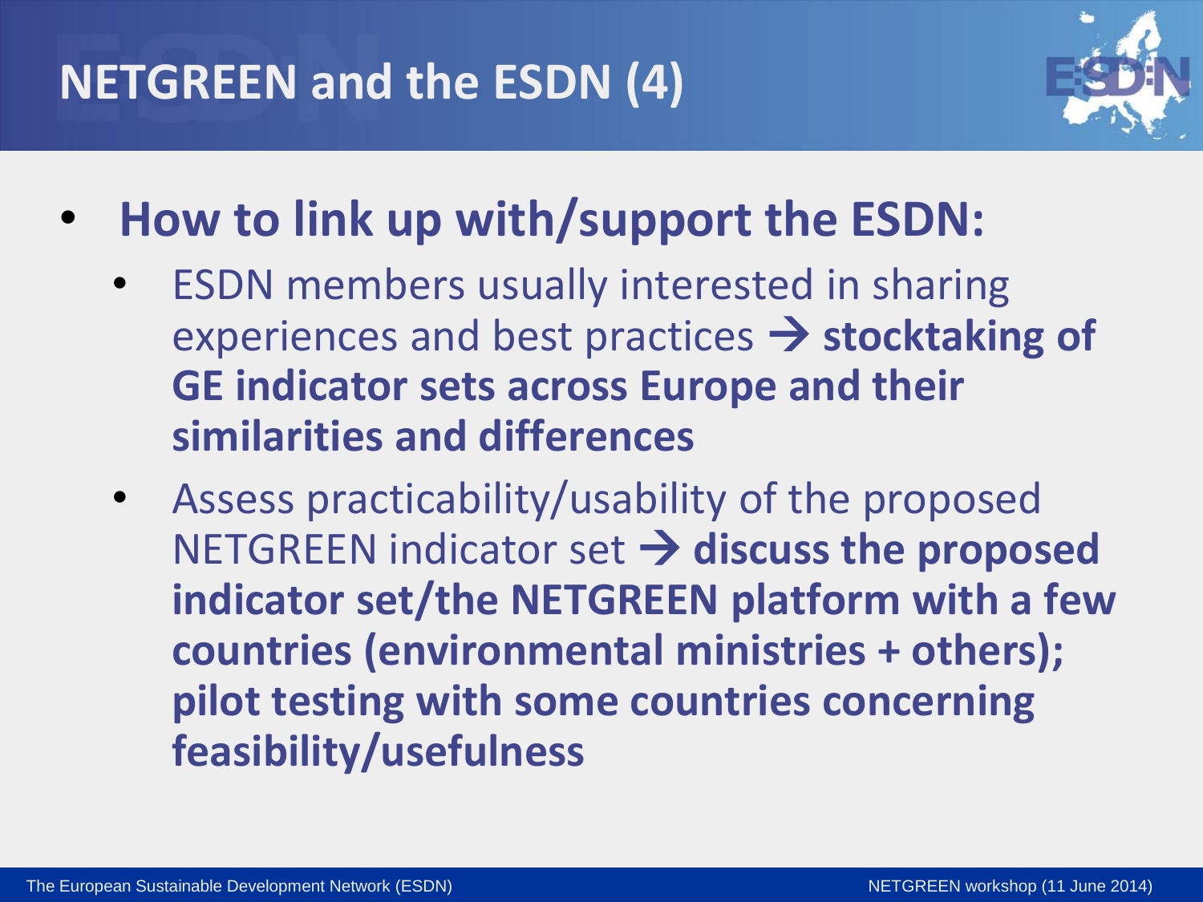# NETGREEN and the ESDN (4)

- **How to link up with/support the ESDN:**
  - ESDN members usually interested in sharing experiences and best practices → **stocktaking of GE indicator sets across Europe and their similarities and differences**
  - Assess practicability/usability of the proposed NETGREEN indicator set → **discuss the proposed indicator set/the NETGREEN platform with a few countries (environmental ministries + others); pilot testing with some countries concerning feasibility/usefulness**